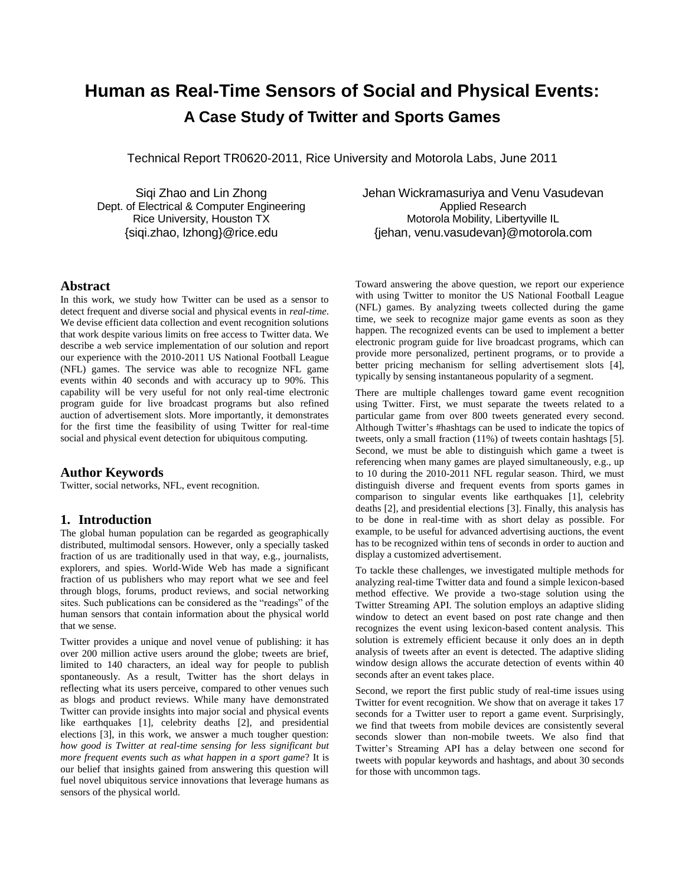# Human as Real-Time Sensors of Social and Physical Events:

## A Case Study of Twitter and Sports Games

Technical Report TR0620-2011, Rice University and Motorola Labs, June 2011

Siqi Zhao and Lin Zhong
Dept. of Electrical & Computer Engineering
Rice University, Houston TX
{siqi.zhao, lzhong}@rice.edu

Jehan Wickramasuriya and Venu Vasudevan
Applied Research
Motorola Mobility, Libertyville IL
{jehan, venu.vasudevan}@motorola.com

### Abstract

In this work, we study how Twitter can be used as a sensor to detect frequent and diverse social and physical events in *real-time*. We devise efficient data collection and event recognition solutions that work despite various limits on free access to Twitter data. We describe a web service implementation of our solution and report our experience with the 2010-2011 US National Football League (NFL) games. The service was able to recognize NFL game events within 40 seconds and with accuracy up to 90%. This capability will be very useful for not only real-time electronic program guide for live broadcast programs but also refined auction of advertisement slots. More importantly, it demonstrates for the first time the feasibility of using Twitter for real-time social and physical event detection for ubiquitous computing.

### Author Keywords

Twitter, social networks, NFL, event recognition.

### 1. Introduction

The global human population can be regarded as geographically distributed, multimodal sensors. However, only a specially tasked fraction of us are traditionally used in that way, e.g., journalists, explorers, and spies. World-Wide Web has made a significant fraction of us publishers who may report what we see and feel through blogs, forums, product reviews, and social networking sites. Such publications can be considered as the "readings" of the human sensors that contain information about the physical world that we sense.

Twitter provides a unique and novel venue of publishing: it has over 200 million active users around the globe; tweets are brief, limited to 140 characters, an ideal way for people to publish spontaneously. As a result, Twitter has the short delays in reflecting what its users perceive, compared to other venues such as blogs and product reviews. While many have demonstrated Twitter can provide insights into major social and physical events like earthquakes [1], celebrity deaths [2], and presidential elections [3], in this work, we answer a much tougher question: *how good is Twitter at real-time sensing for less significant but more frequent events such as what happen in a sport game*? It is our belief that insights gained from answering this question will fuel novel ubiquitous service innovations that leverage humans as sensors of the physical world.

Toward answering the above question, we report our experience with using Twitter to monitor the US National Football League (NFL) games. By analyzing tweets collected during the game time, we seek to recognize major game events as soon as they happen. The recognized events can be used to implement a better electronic program guide for live broadcast programs, which can provide more personalized, pertinent programs, or to provide a better pricing mechanism for selling advertisement slots [4], typically by sensing instantaneous popularity of a segment.

There are multiple challenges toward game event recognition using Twitter. First, we must separate the tweets related to a particular game from over 800 tweets generated every second. Although Twitter's #hashtags can be used to indicate the topics of tweets, only a small fraction (11%) of tweets contain hashtags [5]. Second, we must be able to distinguish which game a tweet is referencing when many games are played simultaneously, e.g., up to 10 during the 2010-2011 NFL regular season. Third, we must distinguish diverse and frequent events from sports games in comparison to singular events like earthquakes [1], celebrity deaths [2], and presidential elections [3]. Finally, this analysis has to be done in real-time with as short delay as possible. For example, to be useful for advanced advertising auctions, the event has to be recognized within tens of seconds in order to auction and display a customized advertisement.

To tackle these challenges, we investigated multiple methods for analyzing real-time Twitter data and found a simple lexicon-based method effective. We provide a two-stage solution using the Twitter Streaming API. The solution employs an adaptive sliding window to detect an event based on post rate change and then recognizes the event using lexicon-based content analysis. This solution is extremely efficient because it only does an in depth analysis of tweets after an event is detected. The adaptive sliding window design allows the accurate detection of events within 40 seconds after an event takes place.

Second, we report the first public study of real-time issues using Twitter for event recognition. We show that on average it takes 17 seconds for a Twitter user to report a game event. Surprisingly, we find that tweets from mobile devices are consistently several seconds slower than non-mobile tweets. We also find that Twitter's Streaming API has a delay between one second for tweets with popular keywords and hashtags, and about 30 seconds for those with uncommon tags.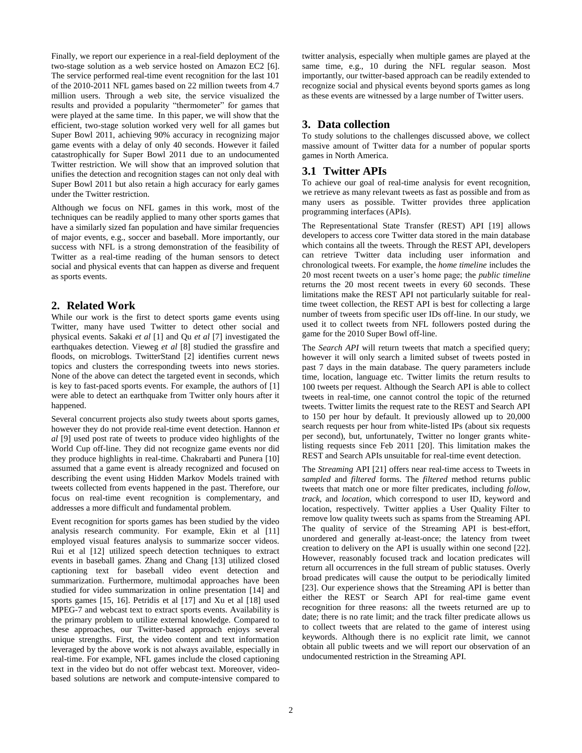Finally, we report our experience in a real-field deployment of the two-stage solution as a web service hosted on Amazon EC2 [6]. The service performed real-time event recognition for the last 101 of the 2010-2011 NFL games based on 22 million tweets from 4.7 million users. Through a web site, the service visualized the results and provided a popularity "thermometer" for games that were played at the same time. In this paper, we will show that the efficient, two-stage solution worked very well for all games but Super Bowl 2011, achieving 90% accuracy in recognizing major game events with a delay of only 40 seconds. However it failed catastrophically for Super Bowl 2011 due to an undocumented Twitter restriction. We will show that an improved solution that unifies the detection and recognition stages can not only deal with Super Bowl 2011 but also retain a high accuracy for early games under the Twitter restriction.

Although we focus on NFL games in this work, most of the techniques can be readily applied to many other sports games that have a similarly sized fan population and have similar frequencies of major events, e.g., soccer and baseball. More importantly, our success with NFL is a strong demonstration of the feasibility of Twitter as a real-time reading of the human sensors to detect social and physical events that can happen as diverse and frequent as sports events.

## 2. Related Work

While our work is the first to detect sports game events using Twitter, many have used Twitter to detect other social and physical events. Sakaki *et al* [1] and Qu *et al* [7] investigated the earthquakes detection. Vieweg *et al* [8] studied the grassfire and floods, on microblogs. TwitterStand [2] identifies current news topics and clusters the corresponding tweets into news stories. None of the above can detect the targeted event in seconds, which is key to fast-paced sports events. For example, the authors of [1] were able to detect an earthquake from Twitter only hours after it happened.

Several concurrent projects also study tweets about sports games, however they do not provide real-time event detection. Hannon *et al* [9] used post rate of tweets to produce video highlights of the World Cup off-line. They did not recognize game events nor did they produce highlights in real-time. Chakrabarti and Punera [10] assumed that a game event is already recognized and focused on describing the event using Hidden Markov Models trained with tweets collected from events happened in the past. Therefore, our focus on real-time event recognition is complementary, and addresses a more difficult and fundamental problem.

Event recognition for sports games has been studied by the video analysis research community. For example, Ekin et al [11] employed visual features analysis to summarize soccer videos. Rui et al [12] utilized speech detection techniques to extract events in baseball games. Zhang and Chang [13] utilized closed captioning text for baseball video event detection and summarization. Furthermore, multimodal approaches have been studied for video summarization in online presentation [14] and sports games [15, 16]. Petridis et al [17] and Xu et al [18] used MPEG-7 and webcast text to extract sports events. Availability is the primary problem to utilize external knowledge. Compared to these approaches, our Twitter-based approach enjoys several unique strengths. First, the video content and text information leveraged by the above work is not always available, especially in real-time. For example, NFL games include the closed captioning text in the video but do not offer webcast text. Moreover, video-based solutions are network and compute-intensive compared to twitter analysis, especially when multiple games are played at the same time, e.g., 10 during the NFL regular season. Most importantly, our twitter-based approach can be readily extended to recognize social and physical events beyond sports games as long as these events are witnessed by a large number of Twitter users.

## 3. Data collection

To study solutions to the challenges discussed above, we collect massive amount of Twitter data for a number of popular sports games in North America.

### 3.1 Twitter APIs

To achieve our goal of real-time analysis for event recognition, we retrieve as many relevant tweets as fast as possible and from as many users as possible. Twitter provides three application programming interfaces (APIs).

The Representational State Transfer (REST) API [19] allows developers to access core Twitter data stored in the main database which contains all the tweets. Through the REST API, developers can retrieve Twitter data including user information and chronological tweets. For example, the *home timeline* includes the 20 most recent tweets on a user's home page; the *public timeline* returns the 20 most recent tweets in every 60 seconds. These limitations make the REST API not particularly suitable for real-time tweet collection, the REST API is best for collecting a large number of tweets from specific user IDs off-line. In our study, we used it to collect tweets from NFL followers posted during the game for the 2010 Super Bowl off-line.

The *Search API* will return tweets that match a specified query; however it will only search a limited subset of tweets posted in past 7 days in the main database. The query parameters include time, location, language etc. Twitter limits the return results to 100 tweets per request. Although the Search API is able to collect tweets in real-time, one cannot control the topic of the returned tweets. Twitter limits the request rate to the REST and Search API to 150 per hour by default. It previously allowed up to 20,000 search requests per hour from white-listed IPs (about six requests per second), but, unfortunately, Twitter no longer grants white-listing requests since Feb 2011 [20]. This limitation makes the REST and Search APIs unsuitable for real-time event detection.

The *Streaming* API [21] offers near real-time access to Tweets in *sampled* and *filtered* forms. The *filtered* method returns public tweets that match one or more filter predicates, including *follow*, *track*, and *location*, which correspond to user ID, keyword and location, respectively. Twitter applies a User Quality Filter to remove low quality tweets such as spams from the Streaming API. The quality of service of the Streaming API is best-effort, unordered and generally at-least-once; the latency from tweet creation to delivery on the API is usually within one second [22]. However, reasonably focused track and location predicates will return all occurrences in the full stream of public statuses. Overly broad predicates will cause the output to be periodically limited [23]. Our experience shows that the Streaming API is better than either the REST or Search API for real-time game event recognition for three reasons: all the tweets returned are up to date; there is no rate limit; and the track filter predicate allows us to collect tweets that are related to the game of interest using keywords. Although there is no explicit rate limit, we cannot obtain all public tweets and we will report our observation of an undocumented restriction in the Streaming API.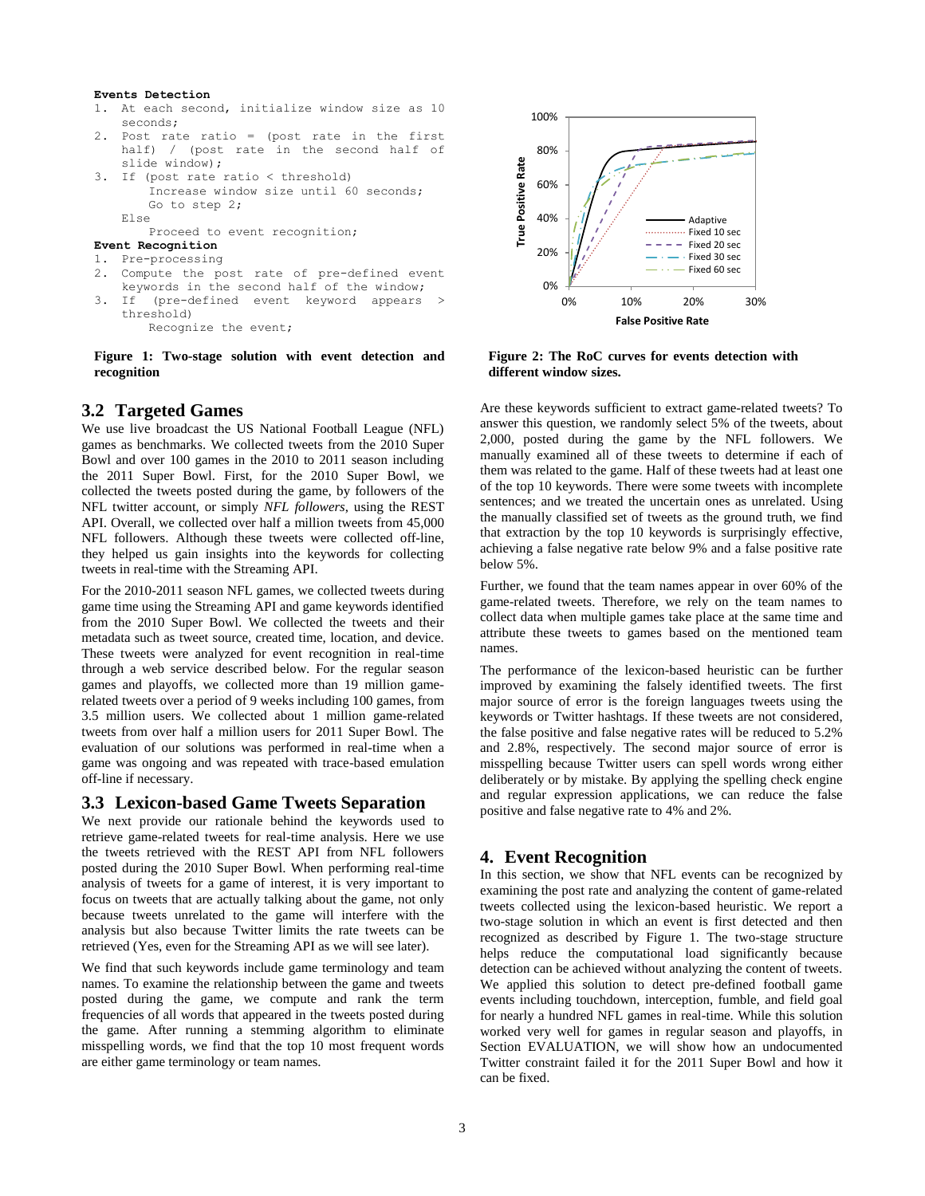```
Events Detection
1. At each second, initialize window size as 10
   seconds;
2. Post rate ratio = (post rate in the first
   half) / (post rate in the second half of
   slide window);
3. If (post rate ratio < threshold)
       Increase window size until 60 seconds;
       Go to step 2;
   Else
       Proceed to event recognition;
Event Recognition
1. Pre-processing
2. Compute the post rate of pre-defined event
   keywords in the second half of the window;
3. If (pre-defined event keyword appears >
   threshold)
       Recognize the event;
```

**Figure 1: Two-stage solution with event detection and recognition**

**Figure 2: The RoC curves for events detection with different window sizes.**

## 3.2 Targeted Games

We use live broadcast the US National Football League (NFL) games as benchmarks. We collected tweets from the 2010 Super Bowl and over 100 games in the 2010 to 2011 season including the 2011 Super Bowl. First, for the 2010 Super Bowl, we collected the tweets posted during the game, by followers of the NFL twitter account, or simply *NFL followers*, using the REST API. Overall, we collected over half a million tweets from 45,000 NFL followers. Although these tweets were collected off-line, they helped us gain insights into the keywords for collecting tweets in real-time with the Streaming API.

For the 2010-2011 season NFL games, we collected tweets during game time using the Streaming API and game keywords identified from the 2010 Super Bowl. We collected the tweets and their metadata such as tweet source, created time, location, and device. These tweets were analyzed for event recognition in real-time through a web service described below. For the regular season games and playoffs, we collected more than 19 million game-related tweets over a period of 9 weeks including 100 games, from 3.5 million users. We collected about 1 million game-related tweets from over half a million users for 2011 Super Bowl. The evaluation of our solutions was performed in real-time when a game was ongoing and was repeated with trace-based emulation off-line if necessary.

## 3.3 Lexicon-based Game Tweets Separation

We next provide our rationale behind the keywords used to retrieve game-related tweets for real-time analysis. Here we use the tweets retrieved with the REST API from NFL followers posted during the 2010 Super Bowl. When performing real-time analysis of tweets for a game of interest, it is very important to focus on tweets that are actually talking about the game, not only because tweets unrelated to the game will interfere with the analysis but also because Twitter limits the rate tweets can be retrieved (Yes, even for the Streaming API as we will see later).

We find that such keywords include game terminology and team names. To examine the relationship between the game and tweets posted during the game, we compute and rank the term frequencies of all words that appeared in the tweets posted during the game. After running a stemming algorithm to eliminate misspelling words, we find that the top 10 most frequent words are either game terminology or team names.

Are these keywords sufficient to extract game-related tweets? To answer this question, we randomly select 5% of the tweets, about 2,000, posted during the game by the NFL followers. We manually examined all of these tweets to determine if each of them was related to the game. Half of these tweets had at least one of the top 10 keywords. There were some tweets with incomplete sentences; and we treated the uncertain ones as unrelated. Using the manually classified set of tweets as the ground truth, we find that extraction by the top 10 keywords is surprisingly effective, achieving a false negative rate below 9% and a false positive rate below 5%.

Further, we found that the team names appear in over 60% of the game-related tweets. Therefore, we rely on the team names to collect data when multiple games take place at the same time and attribute these tweets to games based on the mentioned team names.

The performance of the lexicon-based heuristic can be further improved by examining the falsely identified tweets. The first major source of error is the foreign languages tweets using the keywords or Twitter hashtags. If these tweets are not considered, the false positive and false negative rates will be reduced to 5.2% and 2.8%, respectively. The second major source of error is misspelling because Twitter users can spell words wrong either deliberately or by mistake. By applying the spelling check engine and regular expression applications, we can reduce the false positive and false negative rate to 4% and 2%.

# 4. Event Recognition

In this section, we show that NFL events can be recognized by examining the post rate and analyzing the content of game-related tweets collected using the lexicon-based heuristic. We report a two-stage solution in which an event is first detected and then recognized as described by Figure 1. The two-stage structure helps reduce the computational load significantly because detection can be achieved without analyzing the content of tweets. We applied this solution to detect pre-defined football game events including touchdown, interception, fumble, and field goal for nearly a hundred NFL games in real-time. While this solution worked very well for games in regular season and playoffs, in Section EVALUATION, we will show how an undocumented Twitter constraint failed it for the 2011 Super Bowl and how it can be fixed.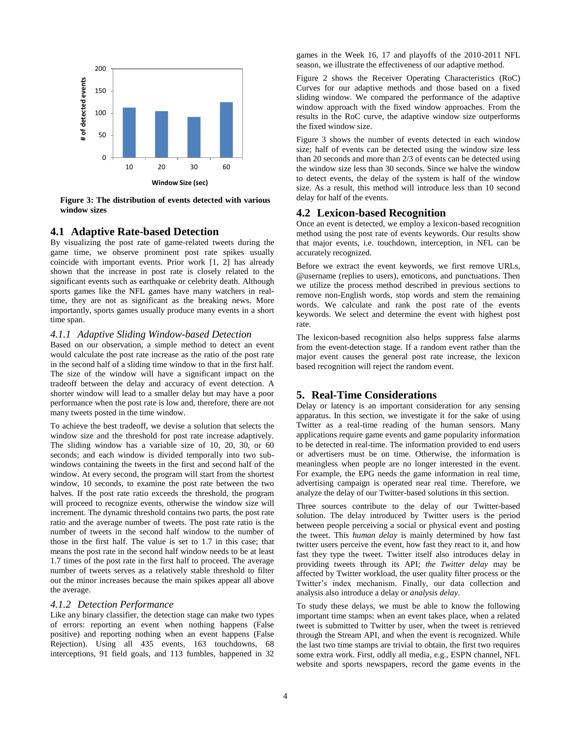Figure 3: The distribution of events detected with various window sizes

## 4.1 Adaptive Rate-based Detection

By visualizing the post rate of game-related tweets during the game time, we observe prominent post rate spikes usually coincide with important events. Prior work [1, 2] has already shown that the increase in post rate is closely related to the significant events such as earthquake or celebrity death. Although sports games like the NFL games have many watchers in real-time, they are not as significant as the breaking news. More importantly, sports games usually produce many events in a short time span.

### *4.1.1 Adaptive Sliding Window-based Detection*

Based on our observation, a simple method to detect an event would calculate the post rate increase as the ratio of the post rate in the second half of a sliding time window to that in the first half. The size of the window will have a significant impact on the tradeoff between the delay and accuracy of event detection. A shorter window will lead to a smaller delay but may have a poor performance when the post rate is low and, therefore, there are not many tweets posted in the time window.

To achieve the best tradeoff, we devise a solution that selects the window size and the threshold for post rate increase adaptively. The sliding window has a variable size of 10, 20, 30, or 60 seconds; and each window is divided temporally into two sub-windows containing the tweets in the first and second half of the window. At every second, the program will start from the shortest window, 10 seconds, to examine the post rate between the two halves. If the post rate ratio exceeds the threshold, the program will proceed to recognize events, otherwise the window size will increment. The dynamic threshold contains two parts, the post rate ratio and the average number of tweets. The post rate ratio is the number of tweets in the second half window to the number of those in the first half. The value is set to 1.7 in this case; that means the post rate in the second half window needs to be at least 1.7 times of the post rate in the first half to proceed. The average number of tweets serves as a relatively stable threshold to filter out the minor increases because the main spikes appear all above the average.

### *4.1.2 Detection Performance*

Like any binary classifier, the detection stage can make two types of errors: reporting an event when nothing happens (False positive) and reporting nothing when an event happens (False Rejection). Using all 435 events, 163 touchdowns, 68 interceptions, 91 field goals, and 113 fumbles, happened in 32 games in the Week 16, 17 and playoffs of the 2010-2011 NFL season, we illustrate the effectiveness of our adaptive method.

Figure 2 shows the Receiver Operating Characteristics (RoC) Curves for our adaptive methods and those based on a fixed sliding window. We compared the performance of the adaptive window approach with the fixed window approaches. From the results in the RoC curve, the adaptive window size outperforms the fixed window size.

Figure 3 shows the number of events detected in each window size; half of events can be detected using the window size less than 20 seconds and more than 2/3 of events can be detected using the window size less than 30 seconds. Since we halve the window to detect events, the delay of the system is half of the window size. As a result, this method will introduce less than 10 second delay for half of the events.

## 4.2 Lexicon-based Recognition

Once an event is detected, we employ a lexicon-based recognition method using the post of events keywords. Our results show that major events, i.e. touchdown, interception, in NFL can be accurately recognized.

Before we extract the event keywords, we first remove URLs, @username (replies to users), emoticons, and punctuations. Then we utilize the process method described in previous sections to remove non-English words, stop words and stem the remaining words. We calculate and rank the post rate of the events keywords. We select and determine the event with highest post rate.

The lexicon-based recognition also helps suppress false alarms from the event-detection stage. If a random event rather than the major event causes the general post rate increase, the lexicon based recognition will reject the random event.

# 5. Real-Time Considerations

Delay or latency is an important consideration for any sensing apparatus. In this section, we investigate it for the sake of using Twitter as a real-time reading of the human sensors. Many applications require game events and game popularity information to be detected in real-time. The information provided to end users or advertisers must be on time. Otherwise, the information is meaningless when people are no longer interested in the event. For example, the EPG needs the game information in real time, advertising campaign is operated near real time. Therefore, we analyze the delay of our Twitter-based solutions in this section.

Three sources contribute to the delay of our Twitter-based solution. The delay introduced by Twitter users is the period between people perceiving a social or physical event and posting the tweet. This *human delay* is mainly determined by how fast twitter users perceive the event, how fast they react to it, and how fast they type the tweet. Twitter itself also introduces delay in providing tweets through its API; *the Twitter delay* may be affected by Twitter workload, the user quality filter process or the Twitter's index mechanism. Finally, our data collection and analysis also introduce a delay or *analysis delay*.

To study these delays, we must be able to know the following important time stamps: when an event takes place, when a related tweet is submitted to Twitter by user, when the tweet is retrieved through the Stream API, and when the event is recognized. While the last two time stamps are trivial to obtain, the first two requires some extra work. First, oddly all media, e.g., ESPN channel, NFL website and sports newspapers, record the game events in the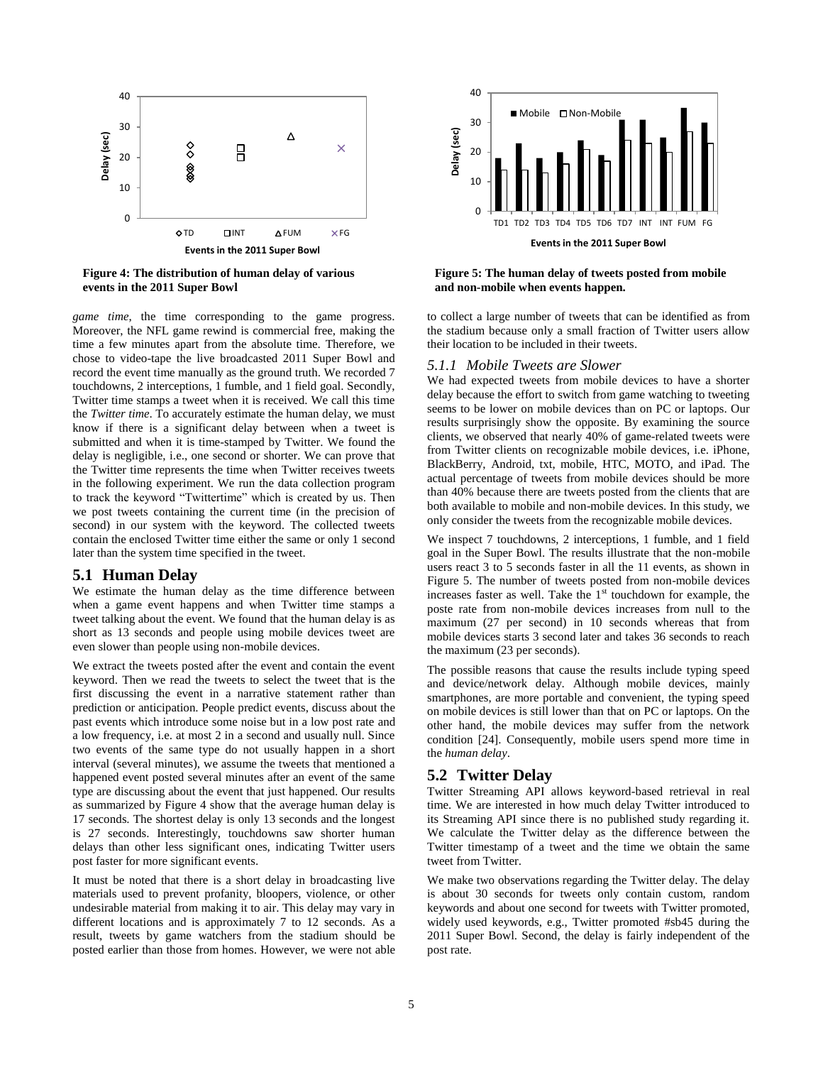**Figure 4: The distribution of human delay of various events in the 2011 Super Bowl**

**Figure 5: The human delay of tweets posted from mobile and non-mobile when events happen.**

*game time*, the time corresponding to the game progress. Moreover, the NFL game rewind is commercial free, making the time a few minutes apart from the absolute time. Therefore, we chose to video-tape the live broadcasted 2011 Super Bowl and record the event time manually as the ground truth. We recorded 7 touchdowns, 2 interceptions, 1 fumble, and 1 field goal. Secondly, Twitter time stamps a tweet when it is received. We call this time the *Twitter time*. To accurately estimate the human delay, we must know if there is a significant delay between when a tweet is submitted and when it is time-stamped by Twitter. We found the delay is negligible, i.e., one second or shorter. We can prove that the Twitter time represents the time when Twitter receives tweets in the following experiment. We run the data collection program to track the keyword "Twittertime" which is created by us. Then we post tweets containing the current time (in the precision of second) in our system with the keyword. The collected tweets contain the enclosed Twitter time either the same or only 1 second later than the system time specified in the tweet.

## 5.1 Human Delay

We estimate the human delay as the time difference between when a game event happens and when Twitter time stamps a tweet talking about the event. We found that the human delay is as short as 13 seconds and people using mobile devices tweet are even slower than people using non-mobile devices.

We extract the tweets posted after the event and contain the event keyword. Then we read the tweets to select the tweet that is the first discussing the event in a narrative statement rather than prediction or anticipation. People predict events, discuss about the past events which introduce some noise but in a low post rate and a low frequency, i.e. at most 2 in a second and usually null. Since two events of the same type do not usually happen in a short interval (several minutes), we assume the tweets that mentioned a happened event posted several minutes after an event of the same type are discussing about the event that just happened. Our results as summarized by Figure 4 show that the average human delay is 17 seconds. The shortest delay is only 13 seconds and the longest is 27 seconds. Interestingly, touchdowns saw shorter human delays than other less significant ones, indicating Twitter users post faster for more significant events.

It must be noted that there is a short delay in broadcasting live materials used to prevent profanity, bloopers, violence, or other undesirable material from making it to air. This delay may vary in different locations and is approximately 7 to 12 seconds. As a result, tweets by game watchers from the stadium should be posted earlier than those from homes. However, we were not able to collect a large number of tweets that can be identified as from the stadium because only a small fraction of Twitter users allow their location to be included in their tweets.

### *5.1.1 Mobile Tweets are Slower*

We had expected tweets from mobile devices to have a shorter delay because the effort to switch from game watching to tweeting seems to be lower on mobile devices than on PC or laptops. Our results surprisingly show the opposite. By examining the source clients, we observed that nearly 40% of game-related tweets were from Twitter clients on recognizable mobile devices, i.e. iPhone, BlackBerry, Android, txt, mobile, HTC, MOTO, and iPad. The actual percentage of tweets from mobile devices should be more than 40% because there are tweets posted from the clients that are both available to mobile and non-mobile devices. In this study, we only consider the tweets from the recognizable mobile devices.

We inspect 7 touchdowns, 2 interceptions, 1 fumble, and 1 field goal in the Super Bowl. The results illustrate that the non-mobile users react 3 to 5 seconds faster in all the 11 events, as shown in Figure 5. The number of tweets posted from non-mobile devices increases faster as well. Take the 1st touchdown for example, the poste rate from non-mobile devices increases from null to the maximum (27 per second) in 10 seconds whereas that from mobile devices starts 3 second later and takes 36 seconds to reach the maximum (23 per seconds).

The possible reasons that cause the results include typing speed and device/network delay. Although mobile devices, mainly smartphones, are more portable and convenient, the typing speed on mobile devices is still lower than that on PC or laptops. On the other hand, the mobile devices may suffer from the network condition [24]. Consequently, mobile users spend more time in the *human delay*.

## 5.2 Twitter Delay

Twitter Streaming API allows keyword-based retrieval in real time. We are interested in how much delay Twitter introduced to its Streaming API since there is no published study regarding it. We calculate the Twitter delay as the difference between the Twitter timestamp of a tweet and the time we obtain the same tweet from Twitter.

We make two observations regarding the Twitter delay. The delay is about 30 seconds for tweets only contain custom, random keywords and about one second for tweets with Twitter promoted, widely used keywords, e.g., Twitter promoted #sb45 during the 2011 Super Bowl. Second, the delay is fairly independent of the post rate.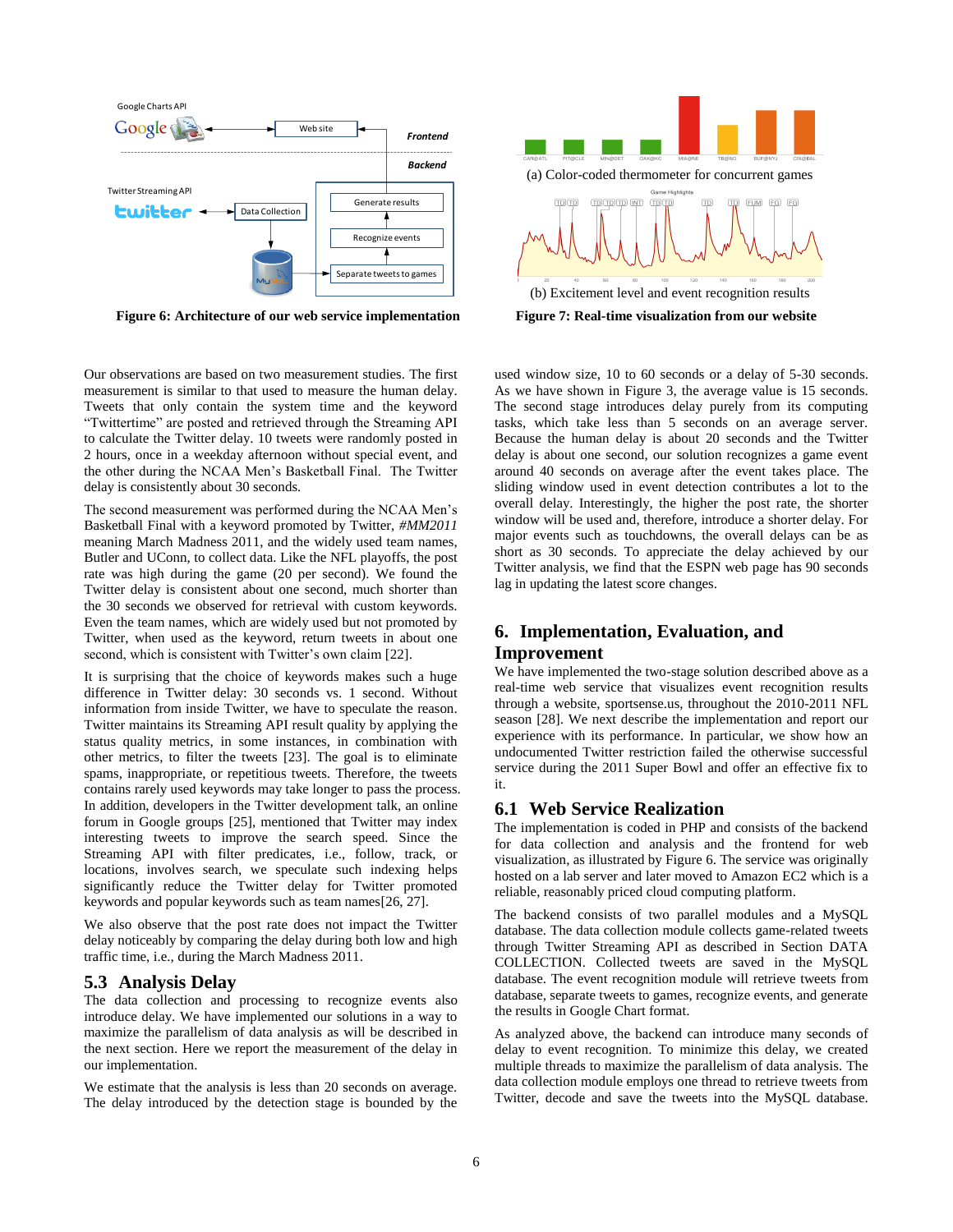Figure 6: Architecture of our web service implementation

(a) Color-coded thermometer for concurrent games

(b) Excitement level and event recognition results

Figure 7: Real-time visualization from our website

Our observations are based on two measurement studies. The first measurement is similar to that used to measure the human delay. Tweets that only contain the system time and the keyword "Twittertime" are posted and retrieved through the Streaming API to calculate the Twitter delay. 10 tweets were randomly posted in 2 hours, once in a weekday afternoon without special event, and the other during the NCAA Men's Basketball Final. The Twitter delay is consistently about 30 seconds.

The second measurement was performed during the NCAA Men's Basketball Final with a keyword promoted by Twitter, *#MM2011* meaning March Madness 2011, and the widely used team names, Butler and UConn, to collect data. Like the NFL playoffs, the post rate was high during the game (20 per second). We found the Twitter delay is consistent about one second, much shorter than the 30 seconds we observed for retrieval with custom keywords. Even the team names, which are widely used but not promoted by Twitter, when used as the keyword, return tweets in about one second, which is consistent with Twitter's own claim [22].

It is surprising that the choice of keywords makes such a huge difference in Twitter delay: 30 seconds vs. 1 second. Without information from inside Twitter, we have to speculate the reason. Twitter maintains its Streaming API result quality by applying the status quality metrics, in some instances, in combination with other metrics, to filter the tweets [23]. The goal is to eliminate spams, inappropriate, or repetitious tweets. Therefore, the tweets contains rarely used keywords may take longer to pass the process. In addition, developers in the Twitter development talk, an online forum in Google groups [25], mentioned that Twitter may index interesting tweets to improve the search speed. Since the Streaming API with filter predicates, i.e., follow, track, or locations, involves search, we speculate such indexing helps significantly reduce the Twitter delay for Twitter promoted keywords and popular keywords such as team names[26, 27].

We also observe that the post rate does not impact the Twitter delay noticeably by comparing the delay during both low and high traffic time, i.e., during the March Madness 2011.

## 5.3 Analysis Delay

The data collection and processing to recognize events also introduce delay. We have implemented our solutions in a way to maximize the parallelism of data analysis as will be described in the next section. Here we report the measurement of the delay in our implementation.

We estimate that the analysis is less than 20 seconds on average. The delay introduced by the detection stage is bounded by the used window size, 10 to 60 seconds or a delay of 5-30 seconds. As we have shown in Figure 3, the average value is 15 seconds. The second stage introduces delay purely from its computing tasks, which take less than 5 seconds on an average server. Because the human delay is about 20 seconds and the Twitter delay is about one second, our solution recognizes a game event around 40 seconds on average after the event takes place. The sliding window used in event detection contributes a lot to the overall delay. Interestingly, the higher the post rate, the shorter window will be used and, therefore, introduce a shorter delay. For major events such as touchdowns, the overall delays can be as short as 30 seconds. To appreciate the delay achieved by our Twitter analysis, we find that the ESPN web page has 90 seconds lag in updating the latest score changes.

# 6. Implementation, Evaluation, and Improvement

We have implemented the two-stage solution described above as a real-time web service that visualizes event recognition results through a website, sportsense.us, throughout the 2010-2011 NFL season [28]. We next describe the implementation and report our experience with its performance. In particular, we show how an undocumented Twitter restriction failed the otherwise successful service during the 2011 Super Bowl and offer an effective fix to it.

## 6.1 Web Service Realization

The implementation is coded in PHP and consists of the backend for data collection and analysis and the frontend for web visualization, as illustrated by Figure 6. The service was originally hosted on a lab server and later moved to Amazon EC2 which is a reliable, reasonably priced cloud computing platform.

The backend consists of two parallel modules and a MySQL database. The data collection module collects game-related tweets through Twitter Streaming API as described in Section DATA COLLECTION. Collected tweets are saved in the MySQL database. The event recognition module will retrieve tweets from database, separate tweets to games, recognize events, and generate the results in Google Chart format.

As analyzed above, the backend can introduce many seconds of delay to event recognition. To minimize this delay, we created multiple threads to maximize the parallelism of data analysis. The data collection module employs one thread to retrieve tweets from Twitter, decode and save the tweets into the MySQL database.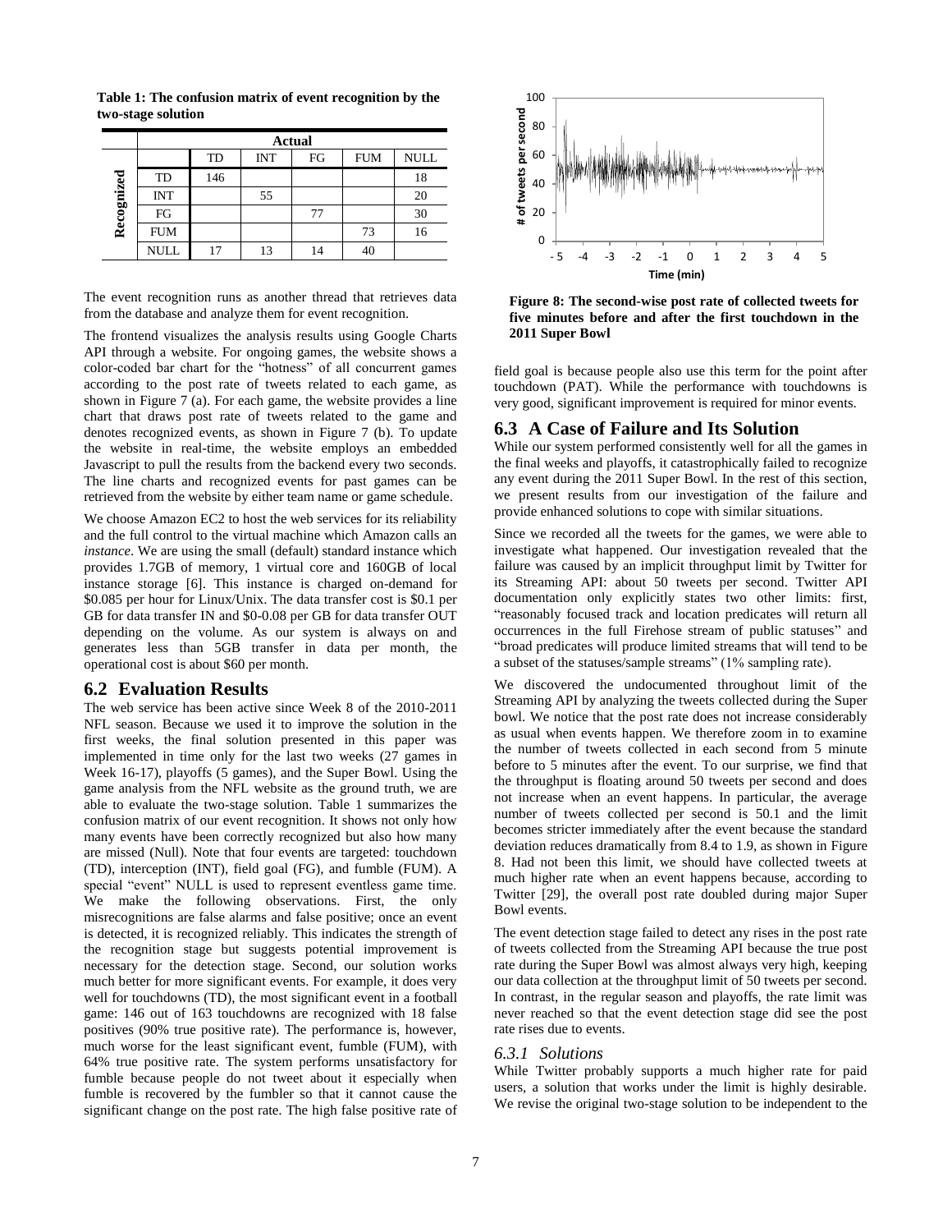**Table 1: The confusion matrix of event recognition by the two-stage solution**

| | | Actual | | | | |
|---|---|---|---|---|---|---|
| | | TD | INT | FG | FUM | NULL |
| Recognized | TD | 146 | | | | 18 |
| | INT | | 55 | | | 20 |
| | FG | | | 77 | | 30 |
| | FUM | | | | 73 | 16 |
| | NULL | 17 | 13 | 14 | 40 | |

The event recognition runs as another thread that retrieves data from the database and analyze them for event recognition.

The frontend visualizes the analysis results using Google Charts API through a website. For ongoing games, the website shows a color-coded bar chart for the "hotness" of all concurrent games according to the post rate of tweets related to each game, as shown in Figure 7 (a). For each game, the website provides a line chart that draws post rate of tweets related to the game and denotes recognized events, as shown in Figure 7 (b). To update the website in real-time, the website employs an embedded Javascript to pull the results from the backend every two seconds. The line charts and recognized events for past games can be retrieved from the website by either team name or game schedule.

We choose Amazon EC2 to host the web services for its reliability and the full control to the virtual machine which Amazon calls an *instance*. We are using the small (default) standard instance which provides 1.7GB of memory, 1 virtual core and 160GB of local instance storage [6]. This instance is charged on-demand for $0.085 per hour for Linux/Unix. The data transfer cost is $0.1 per GB for data transfer IN and $0-0.08 per GB for data transfer OUT depending on the volume. As our system is always on and generates less than 5GB transfer in data per month, the operational cost is about $60 per month.

## 6.2 Evaluation Results

The web service has been active since Week 8 of the 2010-2011 NFL season. Because we used it to improve the solution in the first weeks, the final solution presented in this paper was implemented in time only for the last two weeks (27 games in Week 16-17), playoffs (5 games), and the Super Bowl. Using the game analysis from the NFL website as the ground truth, we are able to evaluate the two-stage solution. Table 1 summarizes the confusion matrix of our event recognition. It shows not only how many events have been correctly recognized but also how many are missed (Null). Note that four events are targeted: touchdown (TD), interception (INT), field goal (FG), and fumble (FUM). A special "event" NULL is used to represent eventless game time. We make the following observations. First, the only misrecognitions are false alarms and false positive; once an event is detected, it is recognized reliably. This indicates the strength of the recognition stage but suggests potential improvement is necessary for the detection stage. Second, our solution works much better for more significant events. For example, it does very well for touchdowns (TD), the most significant event in a football game: 146 out of 163 touchdowns are recognized with 18 false positives (90% true positive rate). The performance is, however, much worse for the least significant event, fumble (FUM), with 64% true positive rate. The system performs unsatisfactory for fumble because people do not tweet about it especially when fumble is recovered by the fumbler so that it cannot cause the significant change on the post rate. The high false positive rate of field goal is because people also use this term for the point after touchdown (PAT). While the performance with touchdowns is very good, significant improvement is required for minor events.

**Figure 8: The second-wise post rate of collected tweets for five minutes before and after the first touchdown in the 2011 Super Bowl**

## 6.3 A Case of Failure and Its Solution

While our system performed consistently well for all the games in the final weeks and playoffs, it catastrophically failed to recognize any event during the 2011 Super Bowl. In the rest of this section, we present results from our investigation of the failure and provide enhanced solutions to cope with similar situations.

Since we recorded all the tweets for the games, we were able to investigate what happened. Our investigation revealed that the failure was caused by an implicit throughput limit by Twitter for its Streaming API: about 50 tweets per second. Twitter API documentation only explicitly states two other limits: first, "reasonably focused track and location predicates will return all occurrences in the full Firehose stream of public statuses" and "broad predicates will produce limited streams that will tend to be a subset of the statuses/sample streams" (1% sampling rate).

We discovered the undocumented throughout limit of the Streaming API by analyzing the tweets collected during the Super bowl. We notice that the post rate does not increase considerably as usual when events happen. We therefore zoom in to examine the number of tweets collected in each second from 5 minute before to 5 minutes after the event. To our surprise, we find that the throughput is floating around 50 tweets per second and does not increase when an event happens. In particular, the average number of tweets collected per second is 50.1 and the limit becomes stricter immediately after the event because the standard deviation reduces dramatically from 8.4 to 1.9, as shown in Figure 8. Had not been this limit, we should have collected tweets at much higher rate when an event happens because, according to Twitter [29], the overall post rate doubled during major Super Bowl events.

The event detection stage failed to detect any rises in the post rate of tweets collected from the Streaming API because the true post rate during the Super Bowl was almost always very high, keeping our data collection at the throughput limit of 50 tweets per second. In contrast, in the regular season and playoffs, the rate limit was never reached so that the event detection stage did see the post rate rises due to events.

### *6.3.1 Solutions*

While Twitter probably supports a much higher rate for paid users, a solution that works under the limit is highly desirable. We revise the original two-stage solution to be independent to the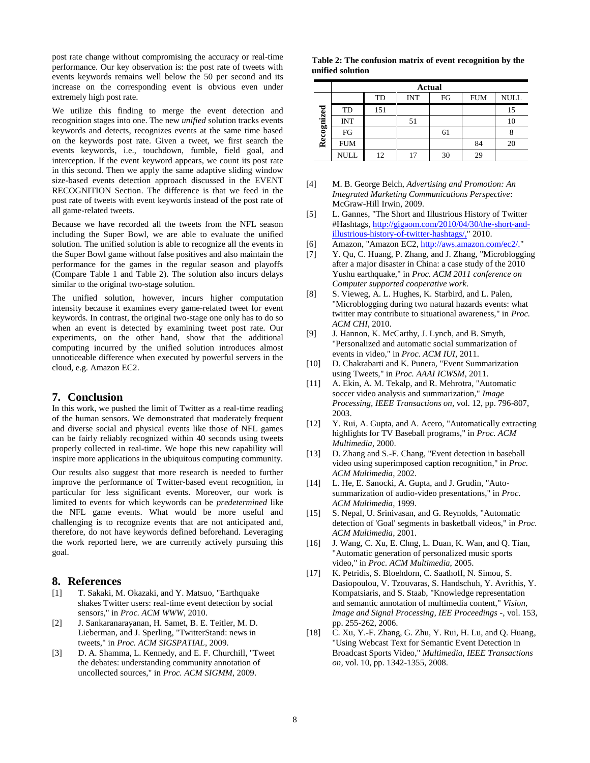post rate change without compromising the accuracy or real-time performance. Our key observation is: the post rate of tweets with events keywords remains well below the 50 per second and its increase on the corresponding event is obvious even under extremely high post rate.

We utilize this finding to merge the event detection and recognition stages into one. The new *unified* solution tracks events keywords and detects, recognizes events at the same time based on the keywords post rate. Given a tweet, we first search the events keywords, i.e., touchdown, fumble, field goal, and interception. If the event keyword appears, we count its post rate in this second. Then we apply the same adaptive sliding window size-based events detection approach discussed in the EVENT RECOGNITION Section. The difference is that we feed in the post rate of tweets with event keywords instead of the post rate of all game-related tweets.

Because we have recorded all the tweets from the NFL season including the Super Bowl, we are able to evaluate the unified solution. The unified solution is able to recognize all the events in the Super Bowl game without false positives and also maintain the performance for the games in the regular season and playoffs (Compare Table 1 and Table 2). The solution also incurs delays similar to the original two-stage solution.

The unified solution, however, incurs higher computation intensity because it examines every game-related tweet for event keywords. In contrast, the original two-stage one only has to do so when an event is detected by examining tweet post rate. Our experiments, on the other hand, show that the additional computing incurred by the unified solution introduces almost unnoticeable difference when executed by powerful servers in the cloud, e.g. Amazon EC2.

**Table 2: The confusion matrix of event recognition by the unified solution**

| | | Actual | | | | |
|---|---|---|---|---|---|---|
| | | TD | INT | FG | FUM | NULL |
| Recognized | TD | 151 | | | | 15 |
| | INT | | 51 | | | 10 |
| | FG | | | 61 | | 8 |
| | FUM | | | | 84 | 20 |
| | NULL | 12 | 17 | 30 | 29 | |

## 7. Conclusion

In this work, we pushed the limit of Twitter as a real-time reading of the human sensors. We demonstrated that moderately frequent and diverse social and physical events like those of NFL games can be fairly reliably recognized within 40 seconds using tweets properly collected in real-time. We hope this new capability will inspire more applications in the ubiquitous computing community.

Our results also suggest that more research is needed to further improve the performance of Twitter-based event recognition, in particular for less significant events. Moreover, our work is limited to events for which keywords can be *predetermined* like the NFL game events. What would be more useful and challenging is to recognize events that are not anticipated and, therefore, do not have keywords defined beforehand. Leveraging the work reported here, we are currently actively pursuing this goal.

## 8. References

[1] T. Sakaki, M. Okazaki, and Y. Matsuo, "Earthquake shakes Twitter users: real-time event detection by social sensors," in *Proc. ACM WWW*, 2010.

[2] J. Sankaranarayanan, H. Samet, B. E. Teitler, M. D. Lieberman, and J. Sperling, "TwitterStand: news in tweets," in *Proc. ACM SIGSPATIAL*, 2009.

[3] D. A. Shamma, L. Kennedy, and E. F. Churchill, "Tweet the debates: understanding community annotation of uncollected sources," in *Proc. ACM SIGMM*, 2009.

[4] M. B. George Belch, *Advertising and Promotion: An Integrated Marketing Communications Perspective*: McGraw-Hill Irwin, 2009.

[5] L. Gannes, "The Short and Illustrious History of Twitter #Hashtags, http://gigaom.com/2010/04/30/the-short-and-illustrious-history-of-twitter-hashtags/," 2010.

[6] Amazon, "Amazon EC2, http://aws.amazon.com/ec2/."

[7] Y. Qu, C. Huang, P. Zhang, and J. Zhang, "Microblogging after a major disaster in China: a case study of the 2010 Yushu earthquake," in *Proc. ACM 2011 conference on Computer supported cooperative work*.

[8] S. Vieweg, A. L. Hughes, K. Starbird, and L. Palen, "Microblogging during two natural hazards events: what twitter may contribute to situational awareness," in *Proc. ACM CHI*, 2010.

[9] J. Hannon, K. McCarthy, J. Lynch, and B. Smyth, "Personalized and automatic social summarization of events in video," in *Proc. ACM IUI*, 2011.

[10] D. Chakrabarti and K. Punera, "Event Summarization using Tweets," in *Proc. AAAI ICWSM*, 2011.

[11] A. Ekin, A. M. Tekalp, and R. Mehrotra, "Automatic soccer video analysis and summarization," *Image Processing, IEEE Transactions on*, vol. 12, pp. 796-807, 2003.

[12] Y. Rui, A. Gupta, and A. Acero, "Automatically extracting highlights for TV Baseball programs," in *Proc. ACM Multimedia*, 2000.

[13] D. Zhang and S.-F. Chang, "Event detection in baseball video using superimposed caption recognition," in *Proc. ACM Multimedia*, 2002.

[14] L. He, E. Sanocki, A. Gupta, and J. Grudin, "Auto-summarization of audio-video presentations," in *Proc. ACM Multimedia*, 1999.

[15] S. Nepal, U. Srinivasan, and G. Reynolds, "Automatic detection of 'Goal' segments in basketball videos," in *Proc. ACM Multimedia*, 2001.

[16] J. Wang, C. Xu, E. Chng, L. Duan, K. Wan, and Q. Tian, "Automatic generation of personalized music sports video," in *Proc. ACM Multimedia*, 2005.

[17] K. Petridis, S. Bloehdorn, C. Saathoff, N. Simou, S. Dasiopoulou, V. Tzouvaras, S. Handschuh, Y. Avrithis, Y. Kompatsiaris, and S. Staab, "Knowledge representation and semantic annotation of multimedia content," *Vision, Image and Signal Processing, IEE Proceedings -*, vol. 153, pp. 255-262, 2006.

[18] C. Xu, Y.-F. Zhang, G. Zhu, Y. Rui, H. Lu, and Q. Huang, "Using Webcast Text for Semantic Event Detection in Broadcast Sports Video," *Multimedia, IEEE Transactions on*, vol. 10, pp. 1342-1355, 2008.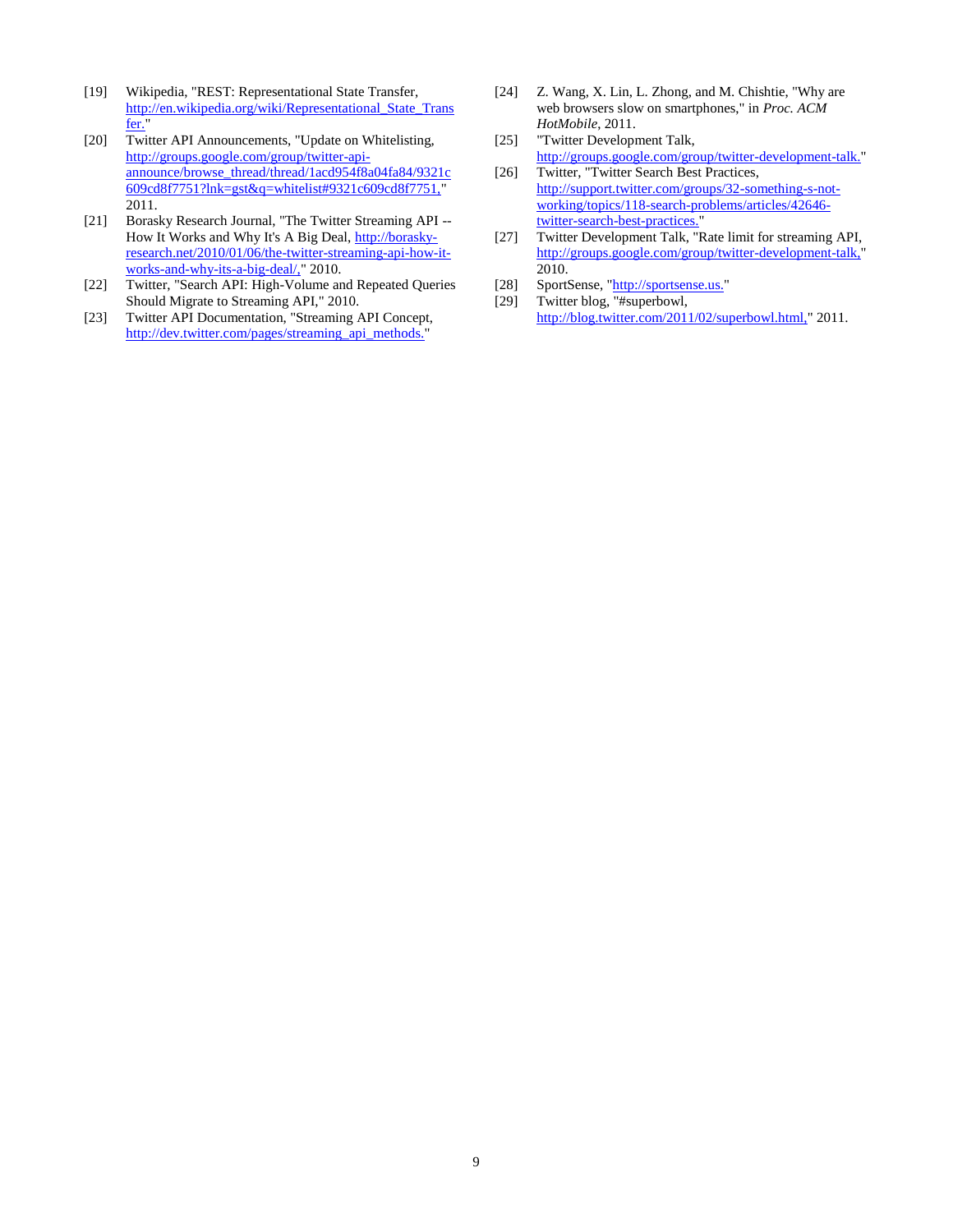[19] Wikipedia, "REST: Representational State Transfer, http://en.wikipedia.org/wiki/Representational_State_Transfer."

[20] Twitter API Announcements, "Update on Whitelisting, http://groups.google.com/group/twitter-api-announce/browse_thread/thread/1acd954f8a04fa84/9321c609cd8f7751?lnk=gst&q=whitelist#9321c609cd8f7751," 2011.

[21] Borasky Research Journal, "The Twitter Streaming API -- How It Works and Why It's A Big Deal, http://borasky-research.net/2010/01/06/the-twitter-streaming-api-how-it-works-and-why-its-a-big-deal/," 2010.

[22] Twitter, "Search API: High-Volume and Repeated Queries Should Migrate to Streaming API," 2010.

[23] Twitter API Documentation, "Streaming API Concept, http://dev.twitter.com/pages/streaming_api_methods."

[24] Z. Wang, X. Lin, L. Zhong, and M. Chishtie, "Why are web browsers slow on smartphones," in *Proc. ACM HotMobile*, 2011.

[25] "Twitter Development Talk, http://groups.google.com/group/twitter-development-talk."

[26] Twitter, "Twitter Search Best Practices, http://support.twitter.com/groups/32-something-s-not-working/topics/118-search-problems/articles/42646-twitter-search-best-practices."

[27] Twitter Development Talk, "Rate limit for streaming API, http://groups.google.com/group/twitter-development-talk," 2010.

[28] SportSense, "http://sportsense.us."

[29] Twitter blog, "#superbowl, http://blog.twitter.com/2011/02/superbowl.html," 2011.